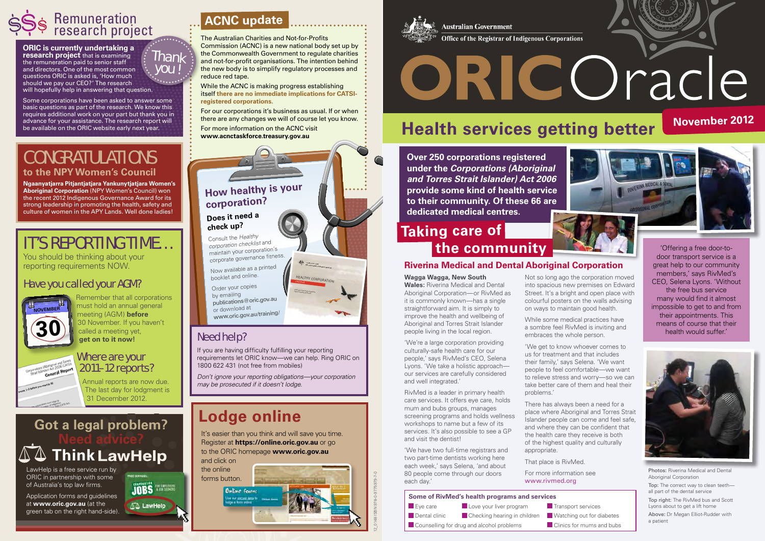# Remuneration research project

**ORIC is currently undertaking a research project** that is examining the remuneration paid to senior staff and directors. One of the most common questions ORIC is asked is, 'How much should we pay our CEO?' The research will hopefully help in answering that question.

Thank you!

Some corporations have been asked to answer some basic questions as part of the research. We know this requires additional work on your part but thank you in advance for your assistance. The research report will be available on the ORIC website early next year.

## CONGRATULATIONS to the NPY Women's Council

**Ngaanyatjarra Pitjantjatjara Yankunytjatjara Women's Aboriginal Corporation** (NPY Women's Council) won the recent 2012 Indigenous Governance Award for its strong leadership in promoting the health, safety and culture of women in the APY Lands. Well done ladies!

## IT'S REPORTING TIME…

You should be thinking about your reporting requirements NOW.

### Have you called your AGM?

NOVEMBER 30

Remember that all corporations must hold an annual general meeting (AGM) **before** 30 November. If you haven't called a meeting yet, **get on to it now!**

### Where are your 2011–12 reports?

Annual reports are now due. The last day for lodgment is 31 December 2012.

## Got a legal problem? Need advice? Think LawHelp

LawHelp is a free service run by ORIC in partnership with some of Australia's top law firms.

Application forms and guidelines at **www.oric.gov.au** (at the green tab on the right hand-side).

## ACNC update

The Australian Charities and Not-for-Profits Commission (ACNC) is a new national body set up by the Commonwealth Government to regulate charities and not-for-profit organisations. The intention behind the new body is to simplify regulatory processes and reduce red tape.

While the ACNC is making progress establishing itself **there are no immediate implications for CATSI-registered corporations.**

For our corporations it's business as usual. If or when there are any changes we will of course let you know.

For more information on the ACNC visit **www.acnctaskforce.treasury.gov.au**

## How healthy is your corporation?

**Does it need a check up?**

Consult the *Healthy corporation checklist* and maintain your corporation's corporate governance fitness.

Now available as a printed booklet and online.

Order your copies by emailing **publications@oric.gov.au** or download at **www.oric.gov.au/training/**

## Need help?

If you are having difficulty fulfilling your reporting requirements let ORIC know—we can help. Ring ORIC on 1800 622 431 (not free from mobiles)

*Don't ignore your reporting obligations—your corporation may be prosecuted if it doesn't lodge.*

## Lodge online

It's easier than you think and will save you time. Register at **https://online.oric.gov.au** or go to the ORIC homepage **www.oric.gov.au** and click on the online forms button.

Australian Government
Office of the Registrar of Indigenous Corporations

# ORIC Oracle

November 2012

## Health services getting better

**Over 250 corporations registered under the *Corporations (Aboriginal and Torres Strait Islander) Act 2006* provide some kind of health service to their community. Of these 66 are dedicated medical centres.**

## Taking care of the community

### Riverina Medical and Dental Aboriginal Corporation

**Wagga Wagga, New South Wales:** Riverina Medical and Dental Aboriginal Corporation—or RivMed as it is commonly known—has a single straightforward aim. It is simply to improve the health and wellbeing of Aboriginal and Torres Strait Islander people living in the local region.

'We're a large corporation providing culturally-safe health care for our people,' says RivMed's CEO, Selena Lyons. 'We take a holistic approach—our services are carefully considered and well integrated.'

RivMed is a leader in primary health care services. It offers eye care, holds mum and bubs groups, manages screening programs and holds wellness workshops to name but a few of its services. It's also possible to see a GP and visit the dentist!

'We have two full-time registrars and two part-time dentists working here each week,' says Selena, 'and about 80 people come through our doors each day.'

Not so long ago the corporation moved into spacious new premises on Edward Street. It's a bright and open place with colourful posters on the walls advising on ways to maintain good health.

While some medical practices have a sombre feel RivMed is inviting and embraces the whole person.

'We get to know whoever comes to us for treatment and that includes their family,' says Selena. 'We want people to feel comfortable—we want to relieve stress and worry—so we can take better care of them and heal their problems.'

There has always been a need for a place where Aboriginal and Torres Strait Islander people can come and feel safe, and where they can be confident that the health care they receive is both of the highest quality and culturally appropriate.

That place is RivMed.

For more information see www.rivmed.org

'Offering a free door-to-door transport service is a great help to our community members,' says RivMed's CEO, Selena Lyons. 'Without the free bus service many would find it almost impossible to get to and from their appointments. This means of course that their health would suffer.'

**Some of RivMed's health programs and services**

- Eye care
- Dental clinic
- Counselling for drug and alcohol problems
- Love your liver program
- Checking hearing in children
- Transport services
- Watching out for diabetes
- Clinics for mums and bubs

Photos: Riverina Medical and Dental Aboriginal Corporation

Top: The correct way to clean teeth—all part of the dental service

Top right: The RivMed bus and Scott Lyons about to get a lift home

Above: Dr Megan Elliot-Rudder with a patient

12_0148 ISBN 978-0-9775979-7-0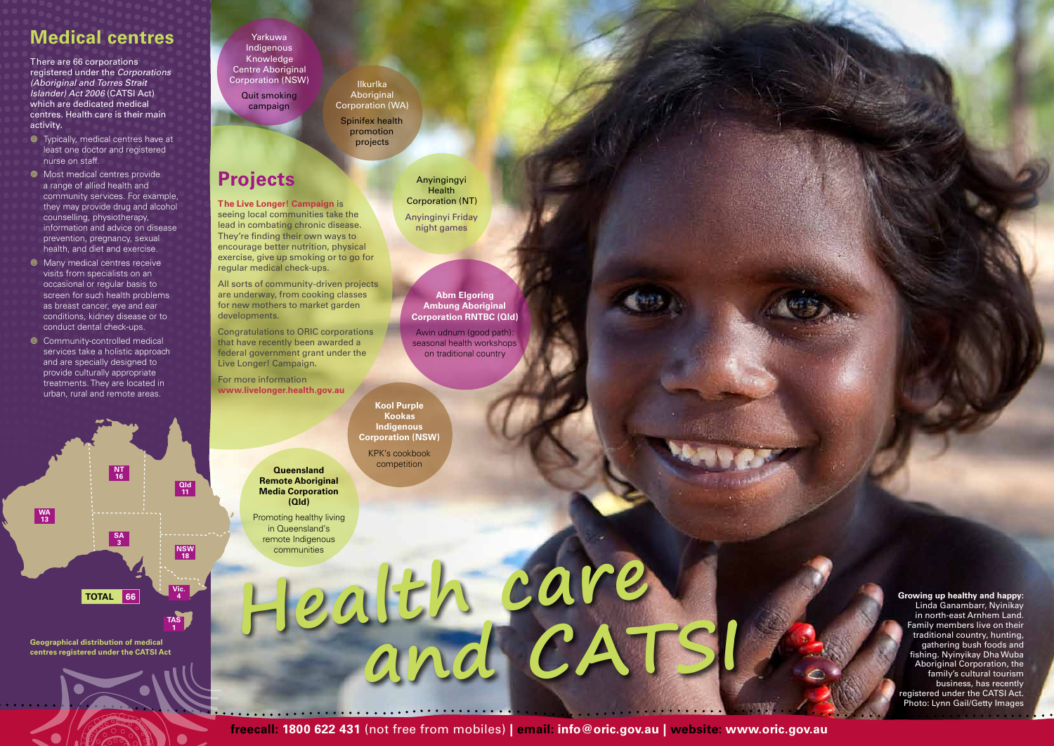## Medical centres

There are 66 corporations registered under the *Corporations (Aboriginal and Torres Strait Islander) Act 2006* (CATSI Act) which are dedicated medical centres. Health care is their main activity.

- Typically, medical centres have at least one doctor and registered nurse on staff.
- Most medical centres provide a range of allied health and community services. For example, they may provide drug and alcohol counselling, physiotherapy, information and advice on disease prevention, pregnancy, sexual health, and diet and exercise.
- Many medical centres receive visits from specialists on an occasional or regular basis to screen for such health problems as breast cancer, eye and ear conditions, kidney disease or to conduct dental check-ups.
- Community-controlled medical services take a holistic approach and are specially designed to provide culturally appropriate treatments. They are located in urban, rural and remote areas.

NT 16
Qld 11
WA 13
SA 3
NSW 18
Vic. 4
TAS 1
TOTAL 66

**Geographical distribution of medical centres registered under the CATSI Act**

## Projects

**The Live Longer! Campaign** is seeing local communities take the lead in combating chronic disease. They're finding their own ways to encourage better nutrition, physical exercise, give up smoking or to go for regular medical check-ups.

All sorts of community-driven projects are underway, from cooking classes for new mothers to market garden developments.

Congratulations to ORIC corporations that have recently been awarded a federal government grant under the Live Longer! Campaign.

For more information **www.livelonger.health.gov.au**

Yarkuwa Indigenous Knowledge Centre Aboriginal Corporation (NSW)
Quit smoking campaign

Ilkurlka Aboriginal Corporation (WA)
Spinifex health promotion projects

Anyingingyi Health Corporation (NT)
Anyinginyi Friday night games

**Abm Elgoring Ambung Aboriginal Corporation RNTBC (Qld)**
Awin udnum (good path): seasonal health workshops on traditional country

**Kool Purple Kookas Indigenous Corporation (NSW)**
KPK's cookbook competition

**Queensland Remote Aboriginal Media Corporation (Qld)**
Promoting healthy living in Queensland's remote Indigenous communities

# Health care and CATSI

**Growing up healthy and happy:** Linda Ganambarr, Nyinikay in north-east Arnhem Land. Family members live on their traditional country, hunting, gathering bush foods and fishing. Nyinyikay Dha Wuba Aboriginal Corporation, the family's cultural tourism business, has recently registered under the CATSI Act. Photo: Lynn Gail/Getty Images

**freecall: 1800 622 431** (not free from mobiles) **| email: info@oric.gov.au | website: www.oric.gov.au**